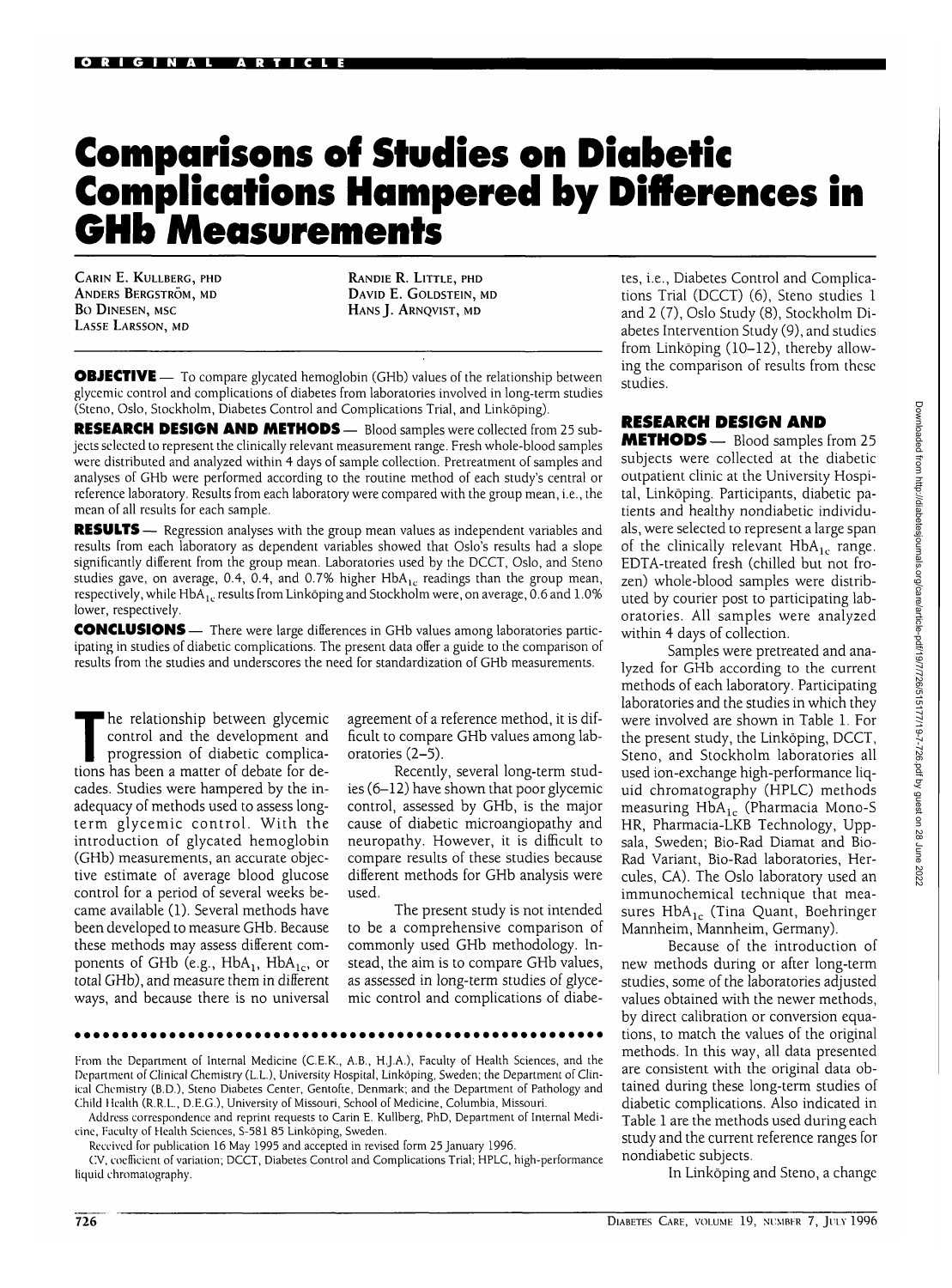ORIGINAL ARTICLE

# Comparisons of Studies on Diabetic Complications Hampered by Differences in GHb Measurements

CARIN E. KULLBERG, PHD
ANDERS BERGSTRÖM, MD
BO DINESEN, MSC
LASSE LARSSON, MD
RANDIE R. LITTLE, PHD
DAVID E. GOLDSTEIN, MD
HANS J. ARNQVIST, MD

**OBJECTIVE** — To compare glycated hemoglobin (GHb) values of the relationship between glycemic control and complications of diabetes from laboratories involved in long-term studies (Steno, Oslo, Stockholm, Diabetes Control and Complications Trial, and Linköping).

**RESEARCH DESIGN AND METHODS** — Blood samples were collected from 25 subjects selected to represent the clinically relevant measurement range. Fresh whole-blood samples were distributed and analyzed within 4 days of sample collection. Pretreatment of samples and analyses of GHb were performed according to the routine method of each study's central or reference laboratory. Results from each laboratory were compared with the group mean, i.e., the mean of all results for each sample.

**RESULTS** — Regression analyses with the group mean values as independent variables and results from each laboratory as dependent variables showed that Oslo's results had a slope significantly different from the group mean. Laboratories used by the DCCT, Oslo, and Steno studies gave, on average, 0.4, 0.4, and 0.7% higher $HbA_{1c}$ readings than the group mean, respectively, while $HbA_{1c}$ results from Linköping and Stockholm were, on average, 0.6 and 1.0% lower, respectively.

**CONCLUSIONS** — There were large differences in GHb values among laboratories participating in studies of diabetic complications. The present data offer a guide to the comparison of results from the studies and underscores the need for standardization of GHb measurements.

The relationship between glycemic control and the development and progression of diabetic complications has been a matter of debate for decades. Studies were hampered by the inadequacy of methods used to assess long-term glycemic control. With the introduction of glycated hemoglobin (GHb) measurements, an accurate objective estimate of average blood glucose control for a period of several weeks became available (1). Several methods have been developed to measure GHb. Because these methods may assess different components of GHb (e.g., $HbA_1$, $HbA_{1c}$, or total GHb), and measure them in different ways, and because there is no universal agreement of a reference method, it is difficult to compare GHb values among laboratories (2–5).

Recently, several long-term studies (6–12) have shown that poor glycemic control, assessed by GHb, is the major cause of diabetic microangiopathy and neuropathy. However, it is difficult to compare results of these studies because different methods for GHb analysis were used.

The present study is not intended to be a comprehensive comparison of commonly used GHb methodology. Instead, the aim is to compare GHb values, as assessed in long-term studies of glycemic control and complications of diabetes, i.e., Diabetes Control and Complications Trial (DCCT) (6), Steno studies 1 and 2 (7), Oslo Study (8), Stockholm Diabetes Intervention Study (9), and studies from Linköping (10–12), thereby allowing the comparison of results from these studies.

## RESEARCH DESIGN AND METHODS

Blood samples from 25 subjects were collected at the diabetic outpatient clinic at the University Hospital, Linköping. Participants, diabetic patients and healthy nondiabetic individuals, were selected to represent a large span of the clinically relevant $HbA_{1c}$ range. EDTA-treated fresh (chilled but not frozen) whole-blood samples were distributed by courier post to participating laboratories. All samples were analyzed within 4 days of collection.

Samples were pretreated and analyzed for GHb according to the current methods of each laboratory. Participating laboratories and the studies in which they were involved are shown in Table 1. For the present study, the Linköping, DCCT, Steno, and Stockholm laboratories all used ion-exchange high-performance liquid chromatography (HPLC) methods measuring $HbA_{1c}$ (Pharmacia Mono-S HR, Pharmacia-LKB Technology, Uppsala, Sweden; Bio-Rad Diamat and Bio-Rad Variant, Bio-Rad laboratories, Hercules, CA). The Oslo laboratory used an immunochemical technique that measures $HbA_{1c}$ (Tina Quant, Boehringer Mannheim, Mannheim, Germany).

Because of the introduction of new methods during or after long-term studies, some of the laboratories adjusted values obtained with the newer methods, by direct calibration or conversion equations, to match the values of the original methods. In this way, all data presented are consistent with the original data obtained during these long-term studies of diabetic complications. Also indicated in Table 1 are the methods used during each study and the current reference ranges for nondiabetic subjects.

In Linköping and Steno, a change

From the Department of Internal Medicine (C.E.K., A.B., H.J.A.), Faculty of Health Sciences, and the Department of Clinical Chemistry (L.L.), University Hospital, Linköping, Sweden; the Department of Clinical Chemistry (B.D.), Steno Diabetes Center, Gentofte, Denmark; and the Department of Pathology and Child Health (R.R.L., D.E.G.), University of Missouri, School of Medicine, Columbia, Missouri.

Address correspondence and reprint requests to Carin E. Kullberg, PhD, Department of Internal Medicine, Faculty of Health Sciences, S-581 85 Linköping, Sweden.

Received for publication 16 May 1995 and accepted in revised form 25 January 1996.

CV, coefficient of variation; DCCT, Diabetes Control and Complications Trial; HPLC, high-performance liquid chromatography.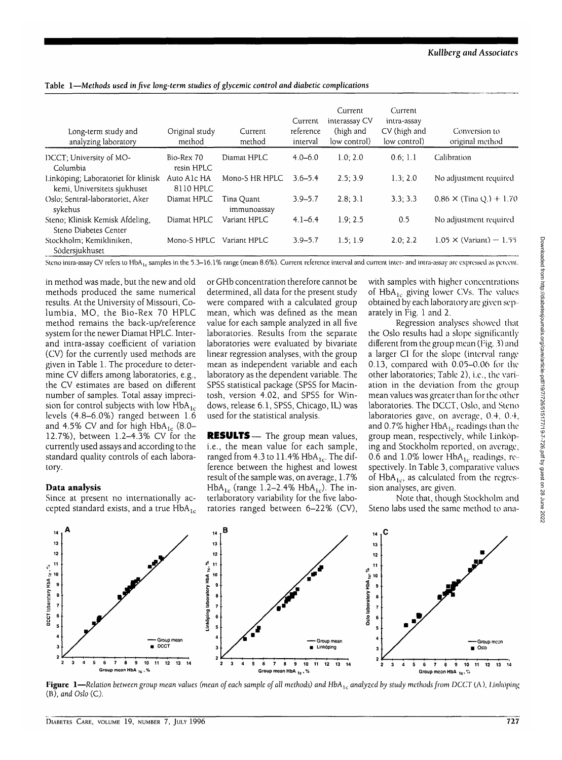**Table 1**—*Methods used in five long-term studies of glycemic control and diabetic complications*

| Long-term study and analyzing laboratory | Original study method | Current method | Current reference interval | Current interassay CV (high and low control) | Current intra-assay CV (high and low control) | Conversion to original method |
|---|---|---|---|---|---|---|
| DCCT; University of MO-Columbia | Bio-Rex 70 resin HPLC | Diamat HPLC | 4.0–6.0 | 1.0; 2.0 | 0.6; 1.1 | Calibration |
| Linköping; Laboratoriet för klinisk kemi, Universitets sjukhuset | Auto A1c HA 8110 HPLC | Mono-S HR HPLC | 3.6–5.4 | 2.5; 3.9 | 1.3; 2.0 | No adjustment required |
| Oslo; Sentral-laboratoriet, Aker sykehus | Diamat HPLC | Tina Quant immunoassay | 3.9–5.7 | 2.8; 3.1 | 3.3; 3.3 | 0.86 × (Tina Q.) + 1.70 |
| Steno; Klinisk Kemisk Afdeling, Steno Diabetes Center | Diamat HPLC | Variant HPLC | 4.1–6.4 | 1.9; 2.5 | 0.5 | No adjustment required |
| Stockholm; Kemikliniken, Södersjukhuset | Mono-S HPLC | Variant HPLC | 3.9–5.7 | 1.5; 1.9 | 2.0; 2.2 | 1.05 × (Variant) − 1.55 |

Steno intra-assay CV refers to $HbA_{1c}$ samples in the 5.3–16.1% range (mean 8.6%). Current reference interval and current inter- and intra-assay are expressed as percent.

in method was made, but the new and old methods produced the same numerical results. At the University of Missouri, Columbia, MO, the Bio-Rex 70 HPLC method remains the back-up/reference system for the newer Diamat HPLC. Inter- and intra-assay coefficient of variation (CV) for the currently used methods are given in Table 1. The procedure to determine CV differs among laboratories, e.g., the CV estimates are based on different number of samples. Total assay imprecision for control subjects with low $HbA_{1c}$ levels (4.8–6.0%) ranged between 1.6 and 4.5% CV and for high $HbA_{1c}$ (8.0–12.7%), between 1.2–4.3% CV for the currently used assays and according to the standard quality controls of each laboratory.

### Data analysis

Since at present no internationally accepted standard exists, and a true $HbA_{1c}$ or GHb concentration therefore cannot be determined, all data for the present study were compared with a calculated group mean, which was defined as the mean value for each sample analyzed in all five laboratories. Results from the separate laboratories were evaluated by bivariate linear regression analyses, with the group mean as independent variable and each laboratory as the dependent variable. The SPSS statistical package (SPSS for Macintosh, version 4.02, and SPSS for Windows, release 6.1, SPSS, Chicago, IL) was used for the statistical analysis.

## RESULTS

The group mean values, i.e., the mean value for each sample, ranged from 4.3 to 11.4% $HbA_{1c}$. The difference between the highest and lowest result of the sample was, on average, 1.7% $HbA_{1c}$ (range 1.2–2.4% $HbA_{1c}$). The interlaboratory variability for the five laboratories ranged between 6–22% (CV), with samples with higher concentrations of $HbA_{1c}$ giving lower CVs. The values obtained by each laboratory are given separately in Fig. 1 and 2.

Regression analyses showed that the Oslo results had a slope significantly different from the group mean (Fig. 3) and a larger CI for the slope (interval range 0.13, compared with 0.05–0.06 for the other laboratories; Table 2), i.e., the variation in the deviation from the group mean values was greater than for the other laboratories. The DCCT, Oslo, and Steno laboratories gave, on average, 0.4, 0.4, and 0.7% higher $HbA_{1c}$ readings than the group mean, respectively, while Linköping and Stockholm reported, on average, 0.6 and 1.0% lower $HbA_{1c}$ readings, respectively. In Table 3, comparative values of $HbA_{1c}$, as calculated from the regression analyses, are given.

Note that, though Stockholm and Steno labs used the same method to ana-

**Figure 1**—*Relation between group mean values (mean of each sample of all methods) and $HbA_{1c}$ analyzed by study methods from DCCT (A), Linköping (B), and Oslo (C).*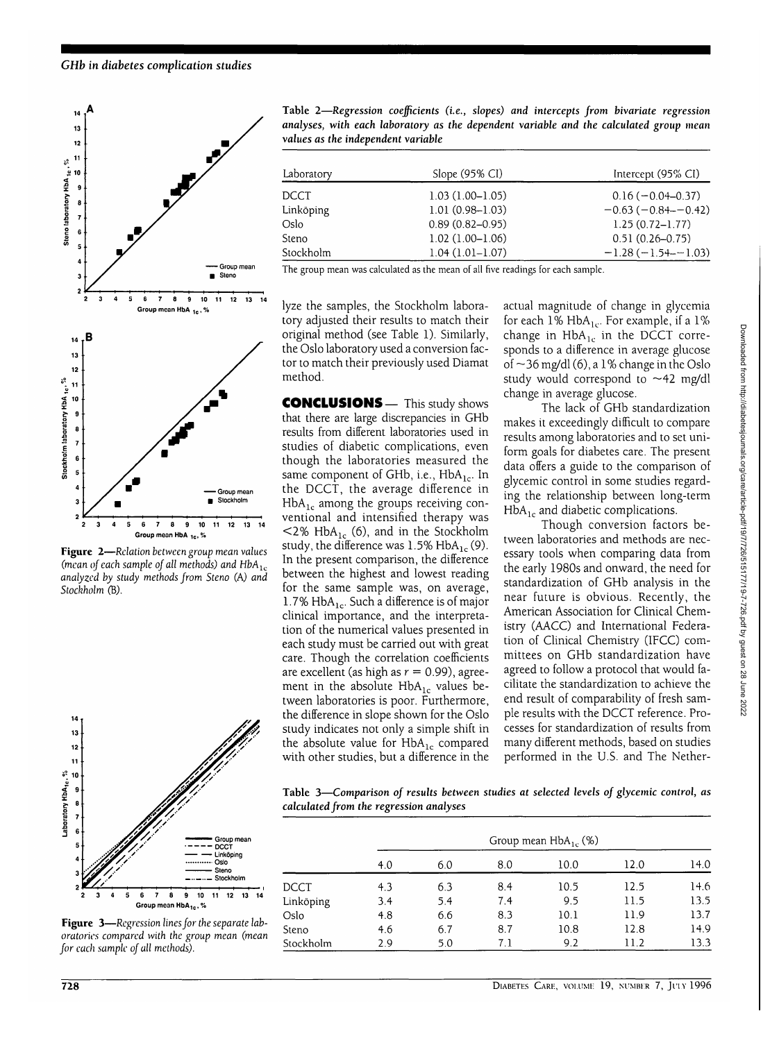Figure 2—*Relation between group mean values (mean of each sample of all methods) and $HbA_{1c}$ analyzed by study methods from Steno (A) and Stockholm (B).*

Figure 3—*Regression lines for the separate laboratories compared with the group mean (mean for each sample of all methods).*

**Table 2**—*Regression coefficients (i.e., slopes) and intercepts from bivariate regression analyses, with each laboratory as the dependent variable and the calculated group mean values as the independent variable*

| Laboratory | Slope (95% CI) | Intercept (95% CI) |
|---|---|---|
| DCCT | 1.03 (1.00–1.05) | 0.16 (−0.04–0.37) |
| Linköping | 1.01 (0.98–1.03) | −0.63 (−0.84–−0.42) |
| Oslo | 0.89 (0.82–0.95) | 1.25 (0.72–1.77) |
| Steno | 1.02 (1.00–1.06) | 0.51 (0.26–0.75) |
| Stockholm | 1.04 (1.01–1.07) | −1.28 (−1.54–−1.03) |

The group mean was calculated as the mean of all five readings for each sample.

lyze the samples, the Stockholm laboratory adjusted their results to match their original method (see Table 1). Similarly, the Oslo laboratory used a conversion factor to match their previously used Diamat method.

**CONCLUSIONS** — This study shows that there are large discrepancies in GHb results from different laboratories used in studies of diabetic complications, even though the laboratories measured the same component of GHb, i.e., $HbA_{1c}$. In the DCCT, the average difference in $HbA_{1c}$ among the groups receiving conventional and intensified therapy was <2% $HbA_{1c}$ (6), and in the Stockholm study, the difference was 1.5% $HbA_{1c}$ (9). In the present comparison, the difference between the highest and lowest reading for the same sample was, on average, 1.7% $HbA_{1c}$. Such a difference is of major clinical importance, and the interpretation of the numerical values presented in each study must be carried out with great care. Though the correlation coefficients are excellent (as high as $r = 0.99$), agreement in the absolute $HbA_{1c}$ values between laboratories is poor. Furthermore, the difference in slope shown for the Oslo study indicates not only a simple shift in the absolute value for $HbA_{1c}$ compared with other studies, but a difference in the actual magnitude of change in glycemia for each 1% $HbA_{1c}$. For example, if a 1% change in $HbA_{1c}$ in the DCCT corresponds to a difference in average glucose of ~36 mg/dl (6), a 1% change in the Oslo study would correspond to ~42 mg/dl change in average glucose.

The lack of GHb standardization makes it exceedingly difficult to compare results among laboratories and to set uniform goals for diabetes care. The present data offers a guide to the comparison of glycemic control in some studies regarding the relationship between long-term $HbA_{1c}$ and diabetic complications.

Though conversion factors between laboratories and methods are necessary tools when comparing data from the early 1980s and onward, the need for standardization of GHb analysis in the near future is obvious. Recently, the American Association for Clinical Chemistry (AACC) and International Federation of Clinical Chemistry (IFCC) committees on GHb standardization have agreed to follow a protocol that would facilitate the standardization to achieve the end result of comparability of fresh sample results with the DCCT reference. Processes for standardization of results from many different methods, based on studies performed in the U.S. and The Nether-

**Table 3**—*Comparison of results between studies at selected levels of glycemic control, as calculated from the regression analyses*

| | Group mean $HbA_{1c}$ (%) | | | | | |
|---|---|---|---|---|---|---|
| | 4.0 | 6.0 | 8.0 | 10.0 | 12.0 | 14.0 |
| DCCT | 4.3 | 6.3 | 8.4 | 10.5 | 12.5 | 14.6 |
| Linköping | 3.4 | 5.4 | 7.4 | 9.5 | 11.5 | 13.5 |
| Oslo | 4.8 | 6.6 | 8.3 | 10.1 | 11.9 | 13.7 |
| Steno | 4.6 | 6.7 | 8.7 | 10.8 | 12.8 | 14.9 |
| Stockholm | 2.9 | 5.0 | 7.1 | 9.2 | 11.2 | 13.3 |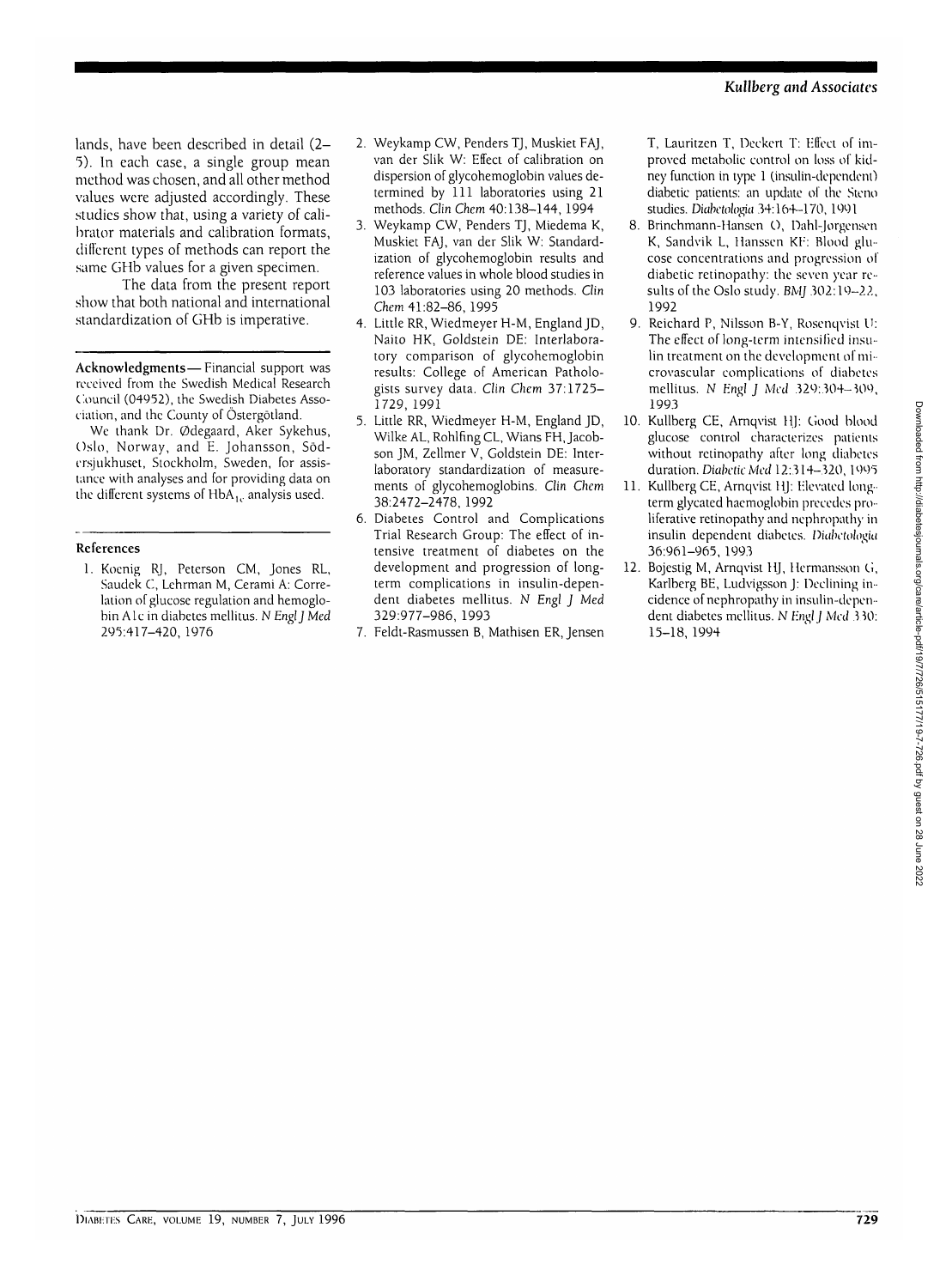lands, have been described in detail (2–5). In each case, a single group mean method was chosen, and all other method values were adjusted accordingly. These studies show that, using a variety of calibrator materials and calibration formats, different types of methods can report the same GHb values for a given specimen.

The data from the present report show that both national and international standardization of GHb is imperative.

**Acknowledgments**— Financial support was received from the Swedish Medical Research Council (04952), the Swedish Diabetes Association, and the County of Östergötland.

We thank Dr. Ødegaard, Aker Sykehus, Oslo, Norway, and E. Johansson, Södersjukhuset, Stockholm, Sweden, for assistance with analyses and for providing data on the different systems of $HbA_{1c}$ analysis used.

## References

1. Koenig RJ, Peterson CM, Jones RL, Saudek C, Lehrman M, Cerami A: Correlation of glucose regulation and hemoglobin A1c in diabetes mellitus. *N Engl J Med* 295:417–420, 1976
2. Weykamp CW, Penders TJ, Muskiet FAJ, van der Slik W: Effect of calibration on dispersion of glycohemoglobin values determined by 111 laboratories using 21 methods. *Clin Chem* 40:138–144, 1994
3. Weykamp CW, Penders TJ, Miedema K, Muskiet FAJ, van der Slik W: Standardization of glycohemoglobin results and reference values in whole blood studies in 103 laboratories using 20 methods. *Clin Chem* 41:82–86, 1995
4. Little RR, Wiedmeyer H-M, England JD, Naito HK, Goldstein DE: Interlaboratory comparison of glycohemoglobin results: College of American Pathologists survey data. *Clin Chem* 37:1725–1729, 1991
5. Little RR, Wiedmeyer H-M, England JD, Wilke AL, Rohlfing CL, Wians FH, Jacobson JM, Zellmer V, Goldstein DE: Interlaboratory standardization of measurements of glycohemoglobins. *Clin Chem* 38:2472–2478, 1992
6. Diabetes Control and Complications Trial Research Group: The effect of intensive treatment of diabetes on the development and progression of long-term complications in insulin-dependent diabetes mellitus. *N Engl J Med* 329:977–986, 1993
7. Feldt-Rasmussen B, Mathisen ER, Jensen T, Lauritzen T, Deckert T: Effect of improved metabolic control on loss of kidney function in type 1 (insulin-dependent) diabetic patients: an update of the Steno studies. *Diabetologia* 34:164–170, 1991
8. Brinchmann-Hansen O, Dahl-Jørgensen K, Sandvik L, Hanssen KF: Blood glucose concentrations and progression of diabetic retinopathy: the seven year results of the Oslo study. *BMJ* 302:19–22, 1992
9. Reichard P, Nilsson B-Y, Rosenqvist U: The effect of long-term intensified insulin treatment on the development of microvascular complications of diabetes mellitus. *N Engl J Med* 329:304–309, 1993
10. Kullberg CE, Arnqvist HJ: Good blood glucose control characterizes patients without retinopathy after long diabetes duration. *Diabetic Med* 12:314–320, 1995
11. Kullberg CE, Arnqvist HJ: Elevated long-term glycated haemoglobin precedes proliferative retinopathy and nephropathy in insulin dependent diabetes. *Diabetologia* 36:961–965, 1993
12. Bojestig M, Arnqvist HJ, Hermansson G, Karlberg BE, Ludvigsson J: Declining incidence of nephropathy in insulin-dependent diabetes mellitus. *N Engl J Med* 330:15–18, 1994